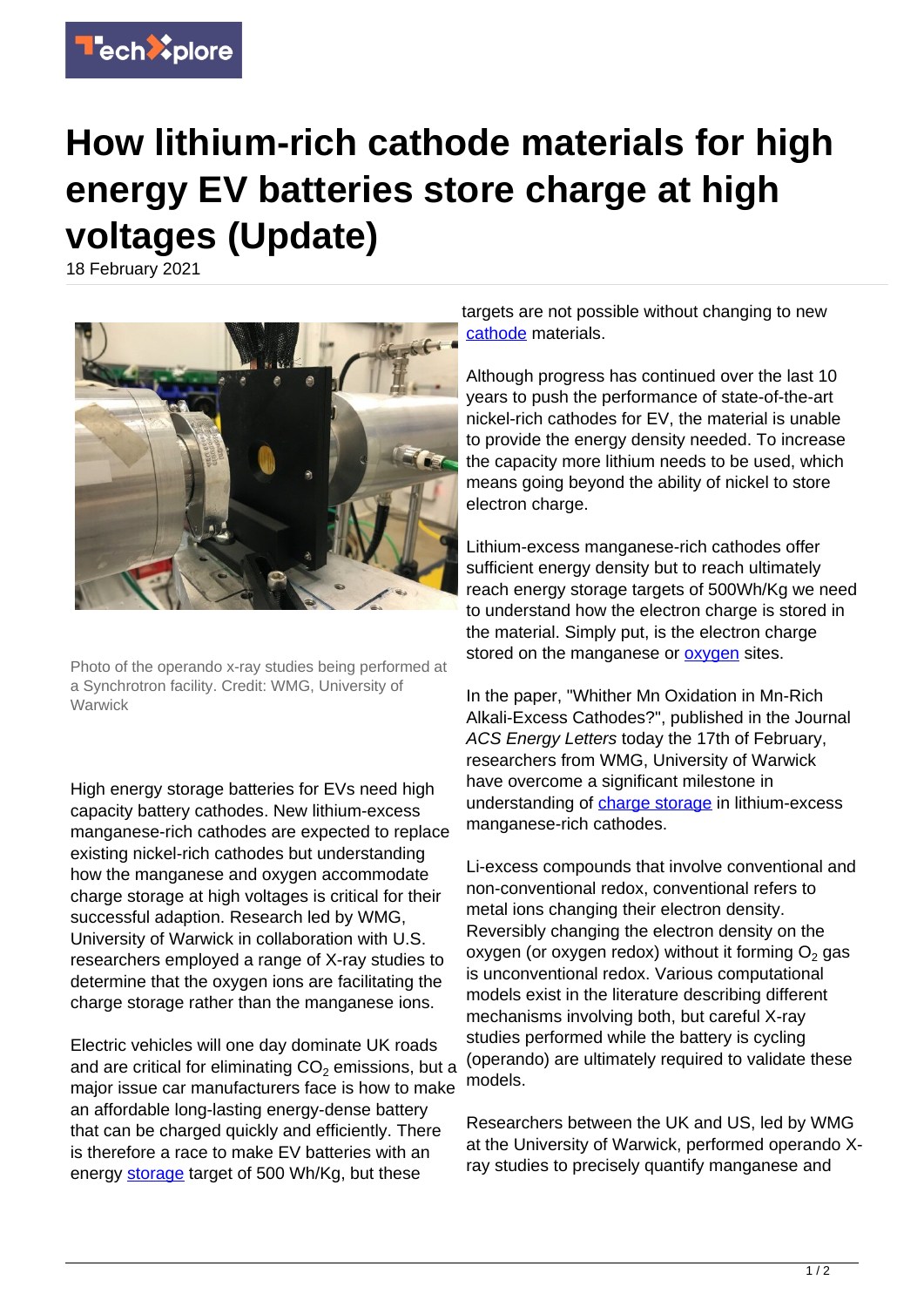# How lithium-rich cathode materials for high energy EV batteries store charge at high voltages (Update)

18 February 2021

Photo of the operando x-ray studies being performed at a Synchrotron facility. Credit: WMG, University of Warwick

High energy storage batteries for EVs need high capacity battery cathodes. New lithium-excess manganese-rich cathodes are expected to replace existing nickel-rich cathodes but understanding how the manganese and oxygen accommodate charge storage at high voltages is critical for their successful adaption. Research led by WMG, University of Warwick in collaboration with U.S. researchers employed a range of X-ray studies to determine that the oxygen ions are facilitating the charge storage rather than the manganese ions.

Electric vehicles will one day dominate UK roads and are critical for eliminating $CO_2$ emissions, but a major issue car manufacturers face is how to make an affordable long-lasting energy-dense battery that can be charged quickly and efficiently. There is therefore a race to make EV batteries with an energy storage target of 500 Wh/Kg, but these targets are not possible without changing to new cathode materials.

Although progress has continued over the last 10 years to push the performance of state-of-the-art nickel-rich cathodes for EV, the material is unable to provide the energy density needed. To increase the capacity more lithium needs to be used, which means going beyond the ability of nickel to store electron charge.

Lithium-excess manganese-rich cathodes offer sufficient energy density but to reach ultimately reach energy storage targets of 500Wh/Kg we need to understand how the electron charge is stored in the material. Simply put, is the electron charge stored on the manganese or oxygen sites.

In the paper, "Whither Mn Oxidation in Mn-Rich Alkali-Excess Cathodes?", published in the Journal *ACS Energy Letters* today the 17th of February, researchers from WMG, University of Warwick have overcome a significant milestone in understanding of charge storage in lithium-excess manganese-rich cathodes.

Li-excess compounds that involve conventional and non-conventional redox, conventional refers to metal ions changing their electron density. Reversibly changing the electron density on the oxygen (or oxygen redox) without it forming $O_2$ gas is unconventional redox. Various computational models exist in the literature describing different mechanisms involving both, but careful X-ray studies performed while the battery is cycling (operando) are ultimately required to validate these models.

Researchers between the UK and US, led by WMG at the University of Warwick, performed operando X-ray studies to precisely quantify manganese and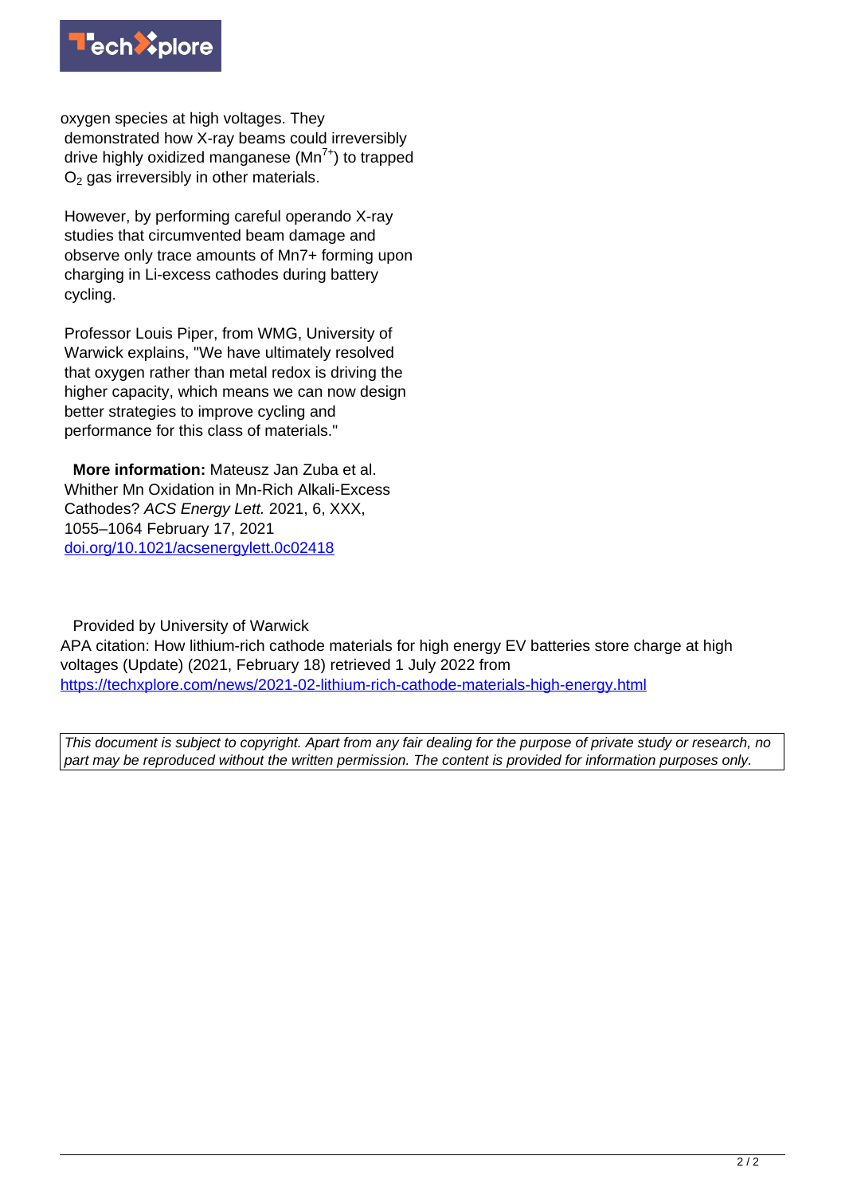oxygen species at high voltages. They demonstrated how X-ray beams could irreversibly drive highly oxidized manganese ($Mn^{7+}$) to trapped $O_2$ gas irreversibly in other materials.

However, by performing careful operando X-ray studies that circumvented beam damage and observe only trace amounts of Mn7+ forming upon charging in Li-excess cathodes during battery cycling.

Professor Louis Piper, from WMG, University of Warwick explains, "We have ultimately resolved that oxygen rather than metal redox is driving the higher capacity, which means we can now design better strategies to improve cycling and performance for this class of materials."

**More information:** Mateusz Jan Zuba et al. Whither Mn Oxidation in Mn-Rich Alkali-Excess Cathodes? *ACS Energy Lett.* 2021, 6, XXX, 1055–1064 February 17, 2021 [doi.org/10.1021/acsenergylett.0c02418](https://doi.org/10.1021/acsenergylett.0c02418)

Provided by University of Warwick

APA citation: How lithium-rich cathode materials for high energy EV batteries store charge at high voltages (Update) (2021, February 18) retrieved 1 July 2022 from https://techxplore.com/news/2021-02-lithium-rich-cathode-materials-high-energy.html

*This document is subject to copyright. Apart from any fair dealing for the purpose of private study or research, no part may be reproduced without the written permission. The content is provided for information purposes only.*